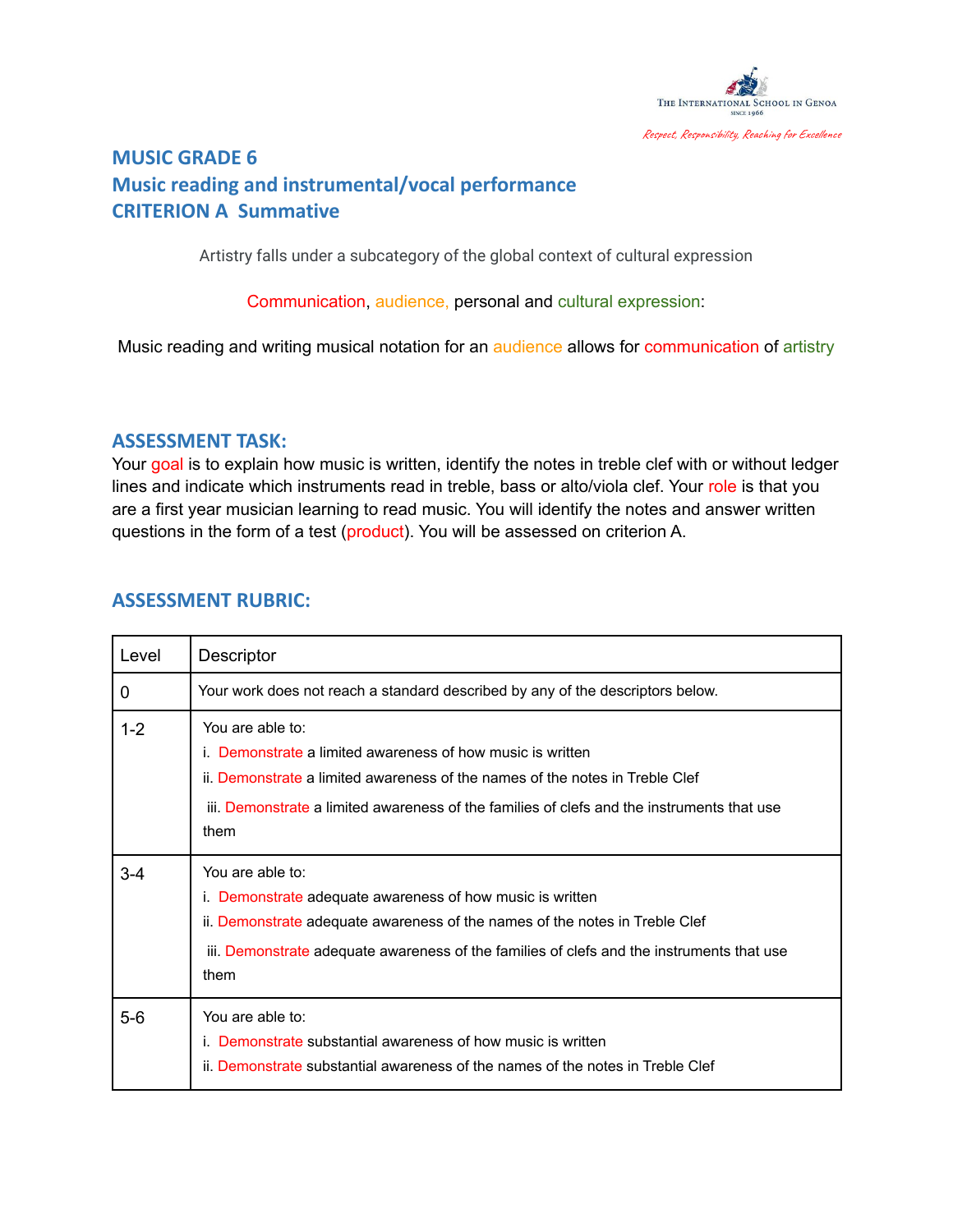The International School in Genoa
Since 1966

*Respect, Responsibility, Reaching for Excellence*

# MUSIC GRADE 6
## Music reading and instrumental/vocal performance
## CRITERION A Summative

Artistry falls under a subcategory of the global context of cultural expression

Communication, audience, personal and cultural expression:

Music reading and writing musical notation for an audience allows for communication of artistry

## ASSESSMENT TASK:

Your goal is to explain how music is written, identify the notes in treble clef with or without ledger lines and indicate which instruments read in treble, bass or alto/viola clef. Your role is that you are a first year musician learning to read music. You will identify the notes and answer written questions in the form of a test (product). You will be assessed on criterion A.

## ASSESSMENT RUBRIC:

| Level | Descriptor |
| --- | --- |
| 0 | Your work does not reach a standard described by any of the descriptors below. |
| 1-2 | You are able to:<br>i. Demonstrate a limited awareness of how music is written<br>ii. Demonstrate a limited awareness of the names of the notes in Treble Clef<br>iii. Demonstrate a limited awareness of the families of clefs and the instruments that use them |
| 3-4 | You are able to:<br>i. Demonstrate adequate awareness of how music is written<br>ii. Demonstrate adequate awareness of the names of the notes in Treble Clef<br>iii. Demonstrate adequate awareness of the families of clefs and the instruments that use them |
| 5-6 | You are able to:<br>i. Demonstrate substantial awareness of how music is written<br>ii. Demonstrate substantial awareness of the names of the notes in Treble Clef |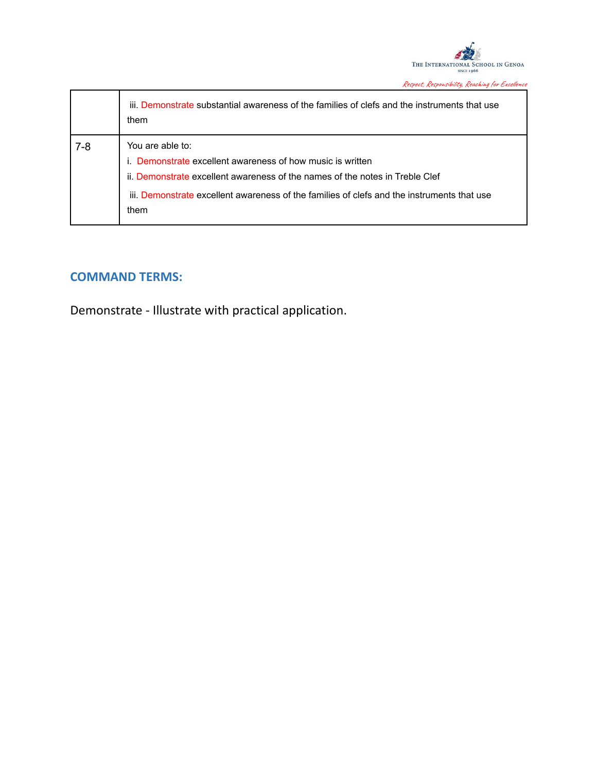| | |
|---|---|
| | iii. Demonstrate substantial awareness of the families of clefs and the instruments that use them |
| 7-8 | You are able to:<br>i. Demonstrate excellent awareness of how music is written<br>ii. Demonstrate excellent awareness of the names of the notes in Treble Clef<br>iii. Demonstrate excellent awareness of the families of clefs and the instruments that use them |

## COMMAND TERMS:

Demonstrate - Illustrate with practical application.